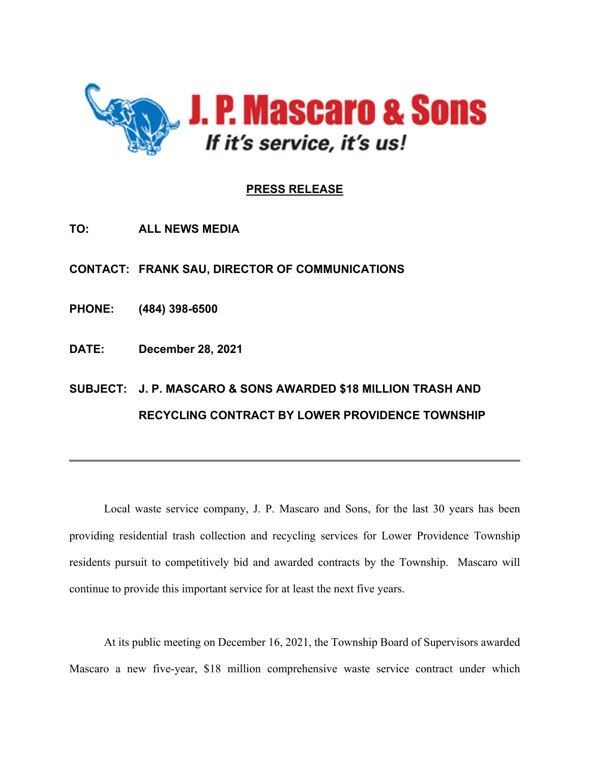J. P. Mascaro & Sons

*If it's service, it's us!*

**PRESS RELEASE**

**TO:** ALL NEWS MEDIA

**CONTACT:** FRANK SAU, DIRECTOR OF COMMUNICATIONS

**PHONE:** (484) 398-6500

**DATE:** December 28, 2021

**SUBJECT:** J. P. MASCARO & SONS AWARDED $18 MILLION TRASH AND RECYCLING CONTRACT BY LOWER PROVIDENCE TOWNSHIP

---

Local waste service company, J. P. Mascaro and Sons, for the last 30 years has been providing residential trash collection and recycling services for Lower Providence Township residents pursuit to competitively bid and awarded contracts by the Township. Mascaro will continue to provide this important service for at least the next five years.

At its public meeting on December 16, 2021, the Township Board of Supervisors awarded Mascaro a new five-year, $18 million comprehensive waste service contract under which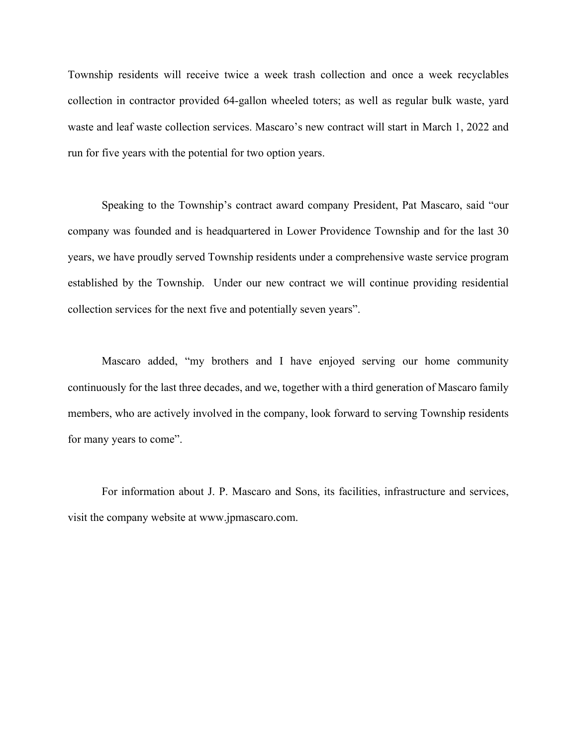Township residents will receive twice a week trash collection and once a week recyclables collection in contractor provided 64-gallon wheeled toters; as well as regular bulk waste, yard waste and leaf waste collection services. Mascaro's new contract will start in March 1, 2022 and run for five years with the potential for two option years.

Speaking to the Township's contract award company President, Pat Mascaro, said "our company was founded and is headquartered in Lower Providence Township and for the last 30 years, we have proudly served Township residents under a comprehensive waste service program established by the Township. Under our new contract we will continue providing residential collection services for the next five and potentially seven years".

Mascaro added, "my brothers and I have enjoyed serving our home community continuously for the last three decades, and we, together with a third generation of Mascaro family members, who are actively involved in the company, look forward to serving Township residents for many years to come".

For information about J. P. Mascaro and Sons, its facilities, infrastructure and services, visit the company website at www.jpmascaro.com.